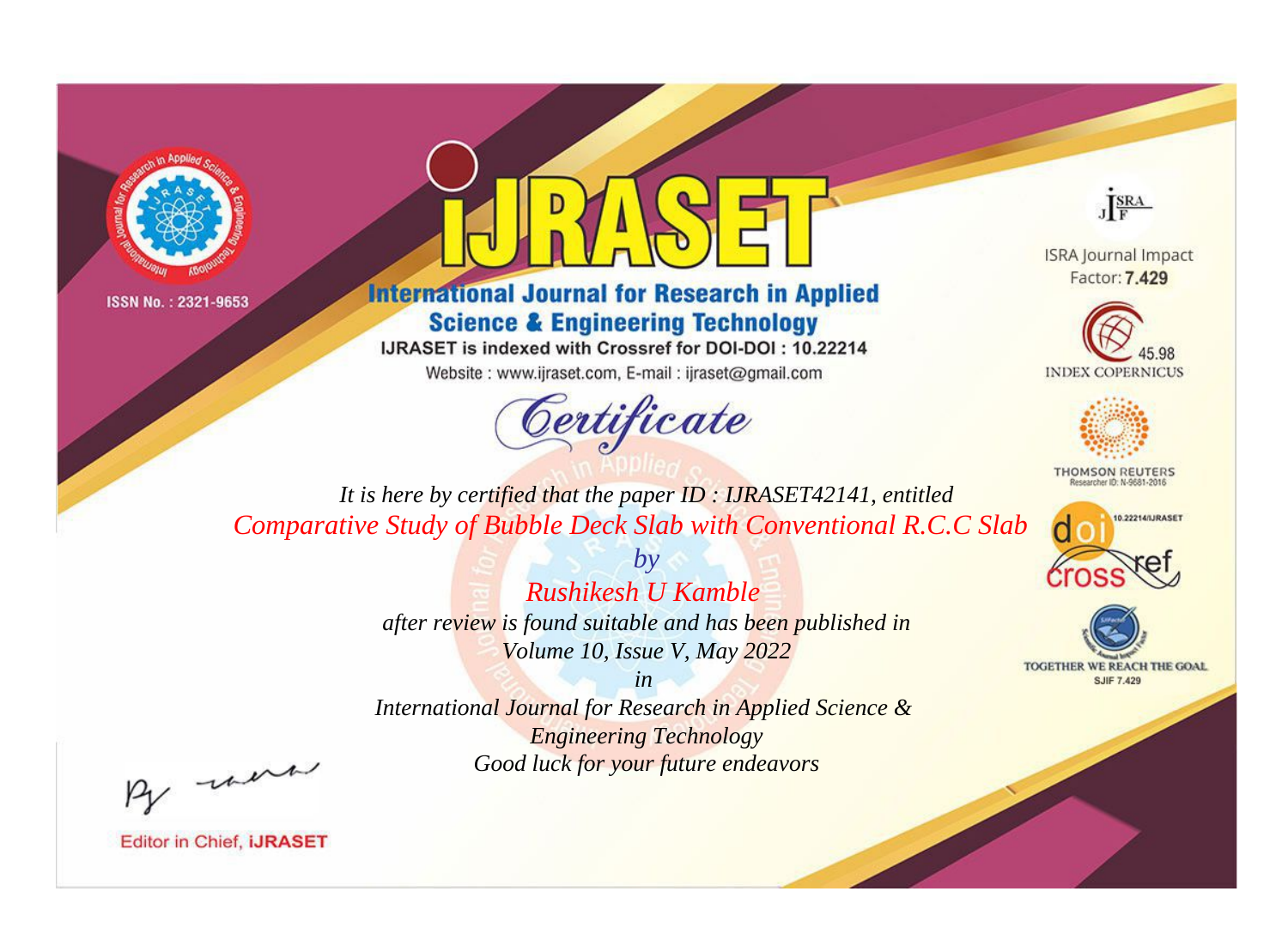ISSN No. : 2321-9653

# iJRASET

## International Journal for Research in Applied Science & Engineering Technology

IJRASET is indexed with Crossref for DOI-DOI : 10.22214

Website : www.ijraset.com, E-mail : ijraset@gmail.com

ISRA Journal Impact Factor: **7.429**

45.98 INDEX COPERNICUS

THOMSON REUTERS Researcher ID: N-9681-2016

10.22214/IJRASET

TOGETHER WE REACH THE GOAL SJIF 7.429

# *Certificate*

*It is here by certified that the paper ID : IJRASET42141, entitled*

*Comparative Study of Bubble Deck Slab with Conventional R.C.C Slab*

*by*

*Rushikesh U Kamble*

*after review is found suitable and has been published in*

*Volume 10, Issue V, May 2022*

*in*

*International Journal for Research in Applied Science & Engineering Technology*

*Good luck for your future endeavors*

Editor in Chief, **iJRASET**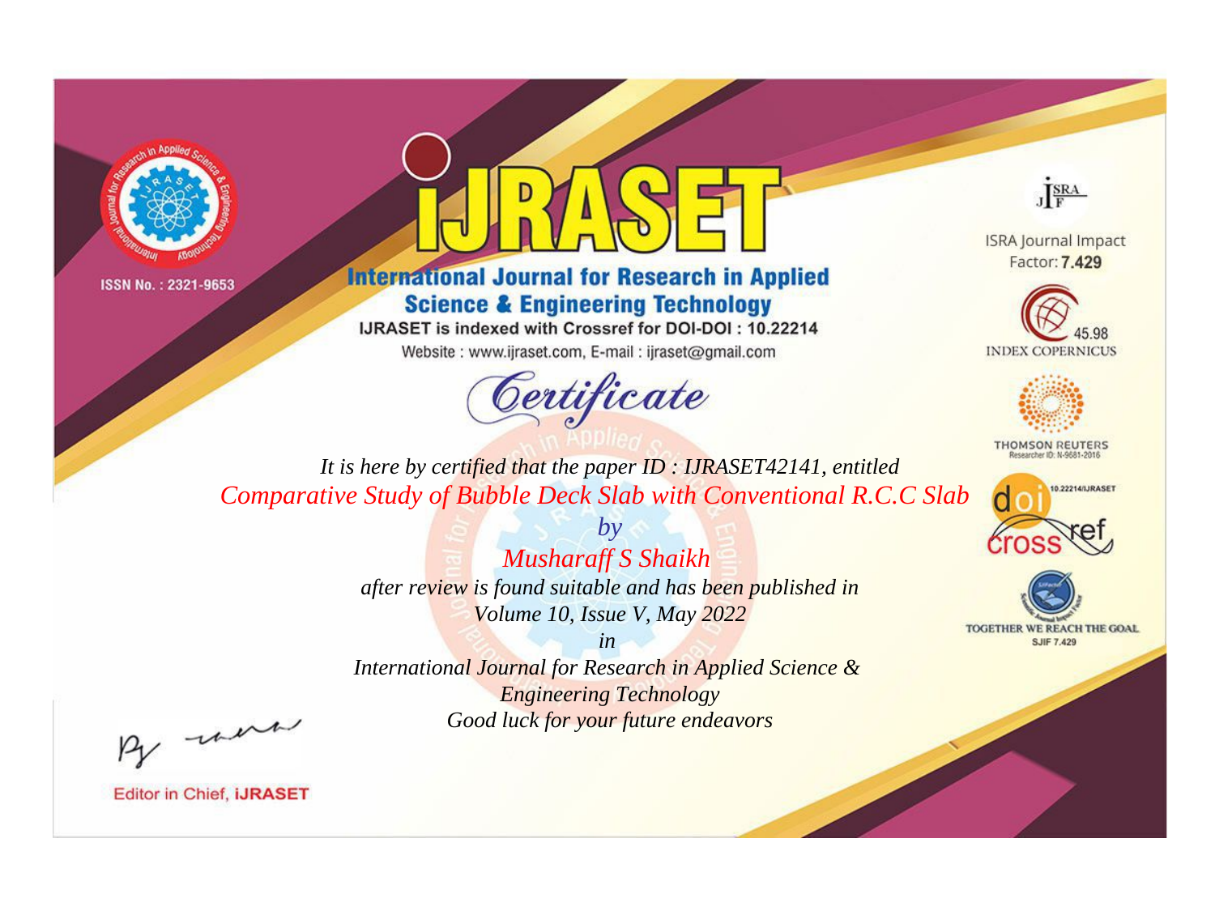ISSN No. : 2321-9653

# IJRASET

## International Journal for Research in Applied Science & Engineering Technology

IJRASET is indexed with Crossref for DOI-DOI : 10.22214

Website : www.ijraset.com, E-mail : ijraset@gmail.com

ISRA Journal Impact Factor: **7.429**

45.98 INDEX COPERNICUS

THOMSON REUTERS Researcher ID: N-9681-2016

10.22214/IJRASET

TOGETHER WE REACH THE GOAL SJIF 7.429

*Certificate*

*It is here by certified that the paper ID : IJRASET42141, entitled*

*Comparative Study of Bubble Deck Slab with Conventional R.C.C Slab*

*by*

*Musharaff S Shaikh*

*after review is found suitable and has been published in*

*Volume 10, Issue V, May 2022*

*in*

*International Journal for Research in Applied Science & Engineering Technology*

*Good luck for your future endeavors*

Editor in Chief, **iJRASET**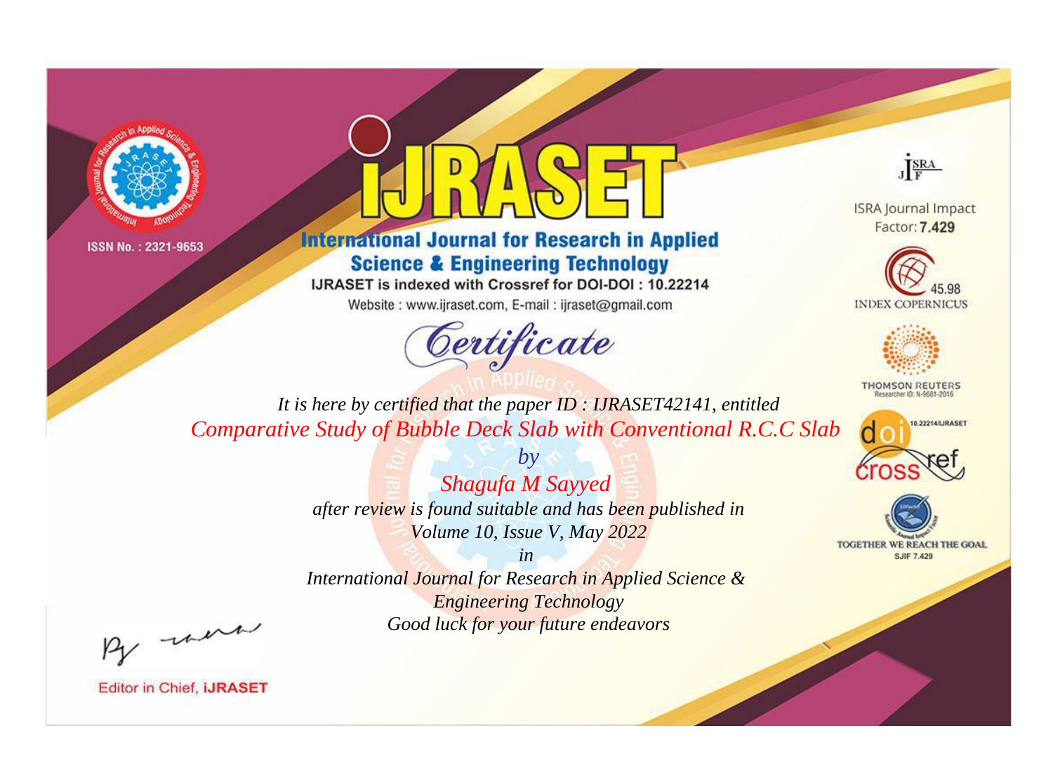ISSN No. : 2321-9653

# IJRASET

## International Journal for Research in Applied Science & Engineering Technology

IJRASET is indexed with Crossref for DOI-DOI : 10.22214

Website : www.ijraset.com, E-mail : ijraset@gmail.com

ISRA Journal Impact Factor: **7.429**

45.98 INDEX COPERNICUS

THOMSON REUTERS Researcher ID: N-9681-2016

10.22214/IJRASET

TOGETHER WE REACH THE GOAL SJIF 7.429

# *Certificate*

*It is here by certified that the paper ID : IJRASET42141, entitled*

*Comparative Study of Bubble Deck Slab with Conventional R.C.C Slab*

*by*

*Shagufa M Sayyed*

*after review is found suitable and has been published in*

*Volume 10, Issue V, May 2022*

*in*

*International Journal for Research in Applied Science & Engineering Technology*

*Good luck for your future endeavors*

Editor in Chief, **iJRASET**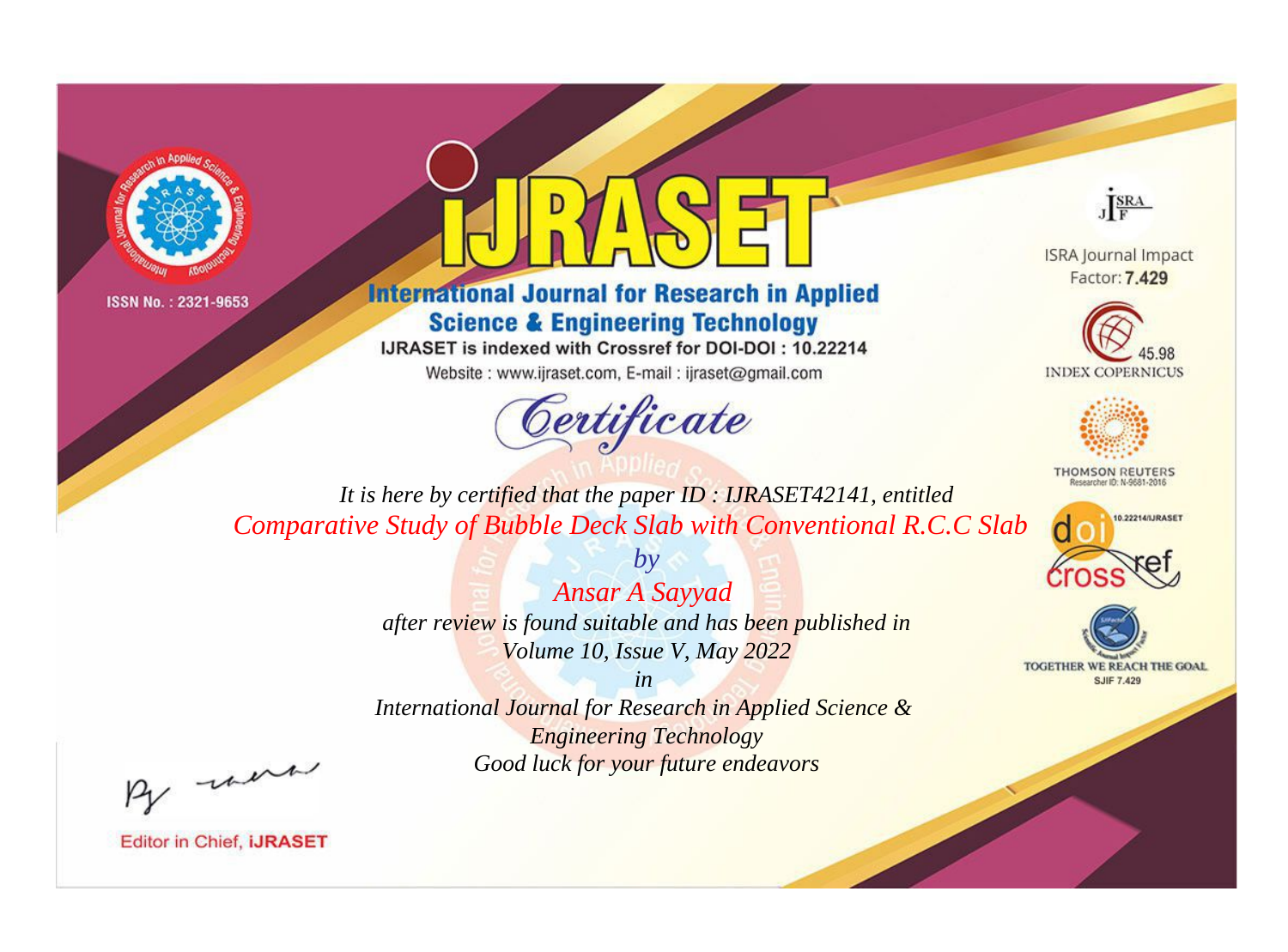ISSN No. : 2321-9653

# iJRASET

## International Journal for Research in Applied Science & Engineering Technology

IJRASET is indexed with Crossref for DOI-DOI : 10.22214

Website : www.ijraset.com, E-mail : ijraset@gmail.com

*Certificate*

*It is here by certified that the paper ID : IJRASET42141, entitled*

*Comparative Study of Bubble Deck Slab with Conventional R.C.C Slab*

*by*

*Ansar A Sayyad*

*after review is found suitable and has been published in*

*Volume 10, Issue V, May 2022*

*in*

*International Journal for Research in Applied Science & Engineering Technology*

*Good luck for your future endeavors*

ISRA Journal Impact Factor: **7.429**

45.98 INDEX COPERNICUS

THOMSON REUTERS Researcher ID: N-9681-2016

10.22214/IJRASET

TOGETHER WE REACH THE GOAL SJIF 7.429

Editor in Chief, **iJRASET**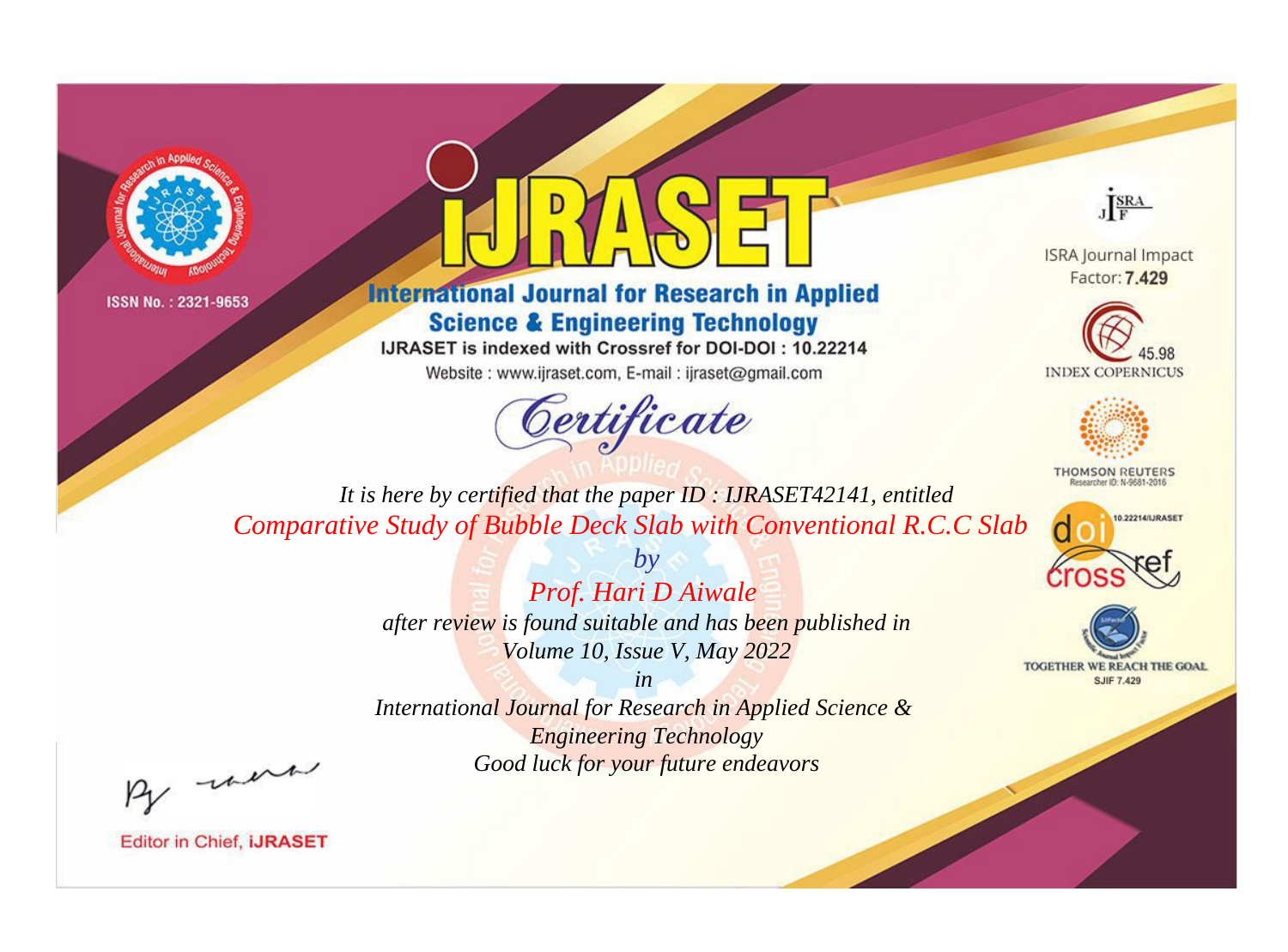ISSN No. : 2321-9653

# IJRASET

## International Journal for Research in Applied Science & Engineering Technology

IJRASET is indexed with Crossref for DOI-DOI : 10.22214

Website : www.ijraset.com, E-mail : ijraset@gmail.com

ISRA Journal Impact Factor: **7.429**

45.98 INDEX COPERNICUS

THOMSON REUTERS Researcher ID: N-9681-2016

10.22214/IJRASET

TOGETHER WE REACH THE GOAL SJIF 7.429

*Certificate*

*It is here by certified that the paper ID : IJRASET42141, entitled*

*Comparative Study of Bubble Deck Slab with Conventional R.C.C Slab*

*by*

*Prof. Hari D Aiwale*

*after review is found suitable and has been published in*

*Volume 10, Issue V, May 2022*

*in*

*International Journal for Research in Applied Science & Engineering Technology*

*Good luck for your future endeavors*

Editor in Chief, **iJRASET**